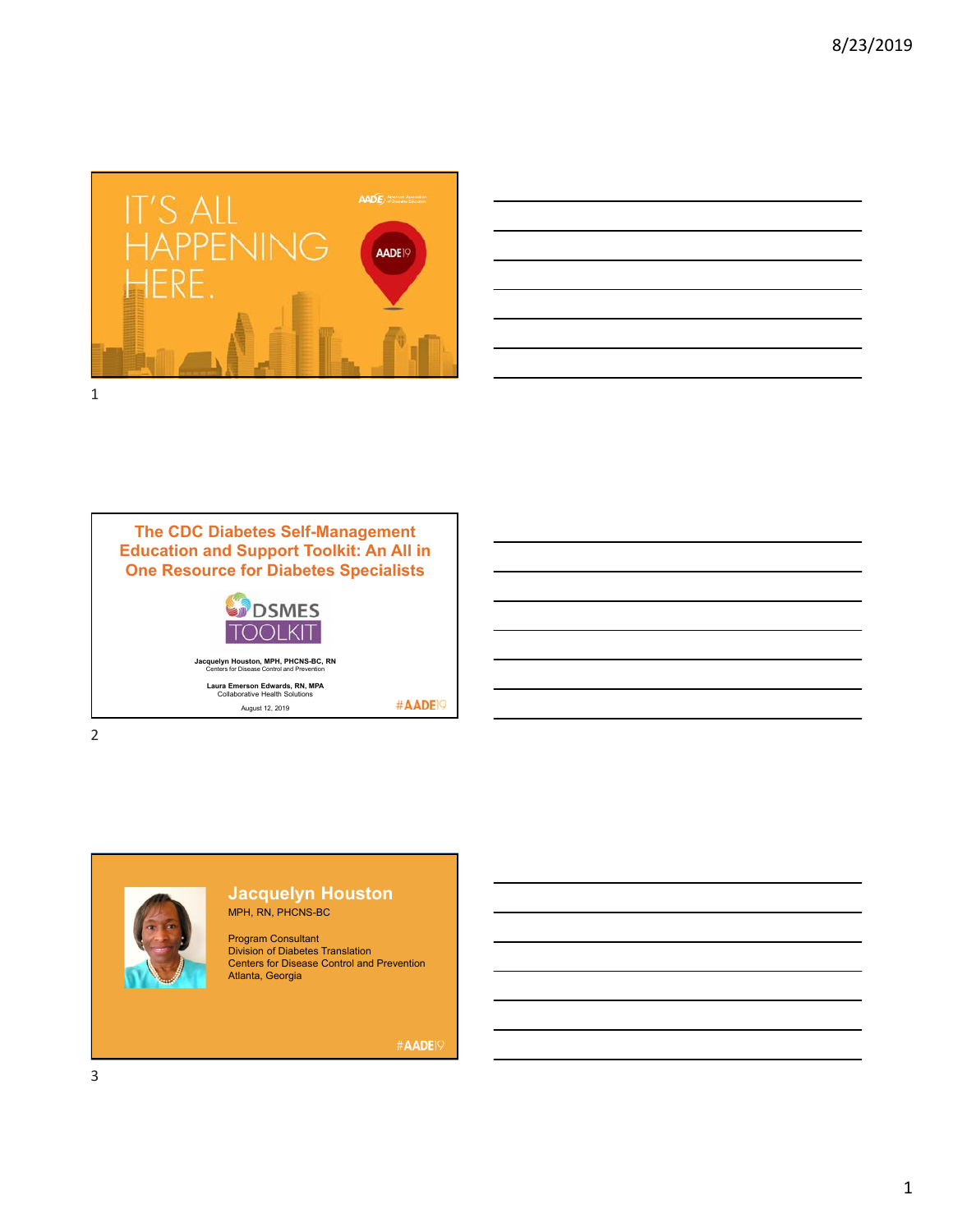IT'S ALL HAPPENING HERE.

AADE19

# The CDC Diabetes Self-Management Education and Support Toolkit: An All in One Resource for Diabetes Specialists

DSMES TOOLKIT

**Jacquelyn Houston, MPH, PHCNS-BC, RN**
Centers for Disease Control and Prevention

**Laura Emerson Edwards, RN, MPA**
Collaborative Health Solutions

August 12, 2019

#AADE19

## Jacquelyn Houston

MPH, RN, PHCNS-BC

Program Consultant
Division of Diabetes Translation
Centers for Disease Control and Prevention
Atlanta, Georgia

#AADE19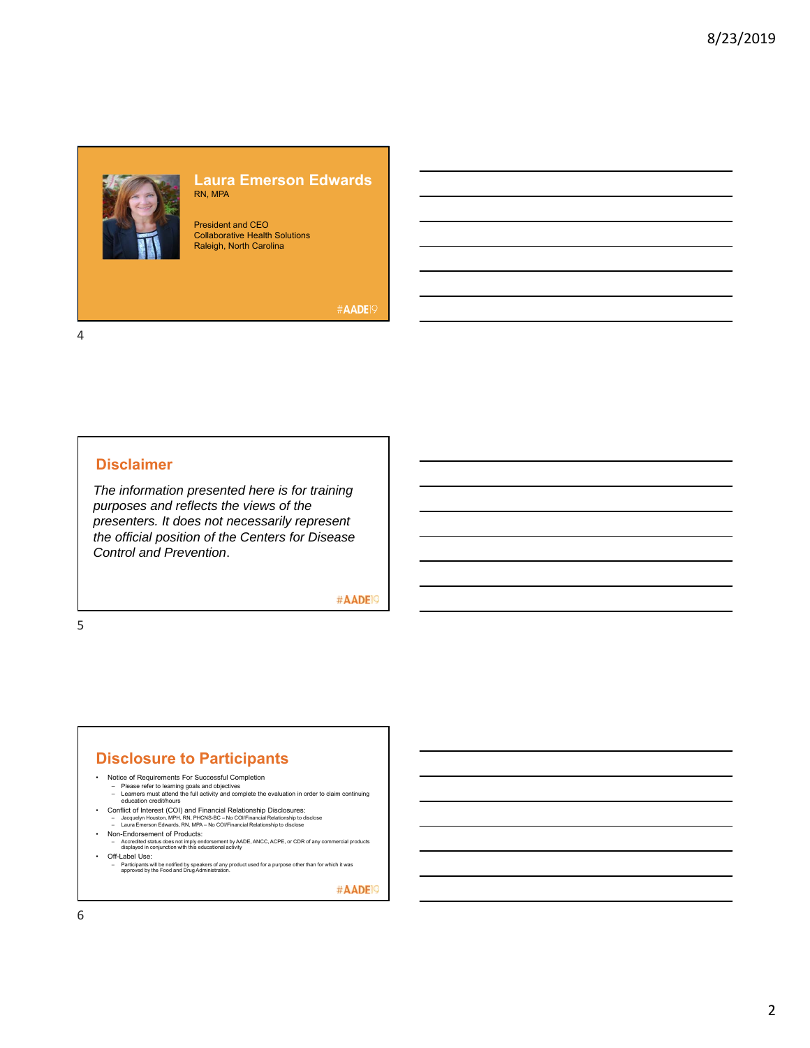## Laura Emerson Edwards

RN, MPA

President and CEO
Collaborative Health Solutions
Raleigh, North Carolina

#AADE19

## Disclaimer

*The information presented here is for training purposes and reflects the views of the presenters. It does not necessarily represent the official position of the Centers for Disease Control and Prevention*.

#AADE19

## Disclosure to Participants

- Notice of Requirements For Successful Completion
  - Please refer to learning goals and objectives
  - Learners must attend the full activity and complete the evaluation in order to claim continuing education credit/hours
- Conflict of Interest (COI) and Financial Relationship Disclosures:
  - Jacquelyn Houston, MPH, RN, PHCNS-BC – No COI/Financial Relationship to disclose
  - Laura Emerson Edwards, RN, MPA – No COI/Financial Relationship to disclose
- Non-Endorsement of Products:
  - Accredited status does not imply endorsement by AADE, ANCC, ACPE, or CDR of any commercial products displayed in conjunction with this educational activity
- Off-Label Use:
  - Participants will be notified by speakers of any product used for a purpose other than for which it was approved by the Food and Drug Administration.

#AADE19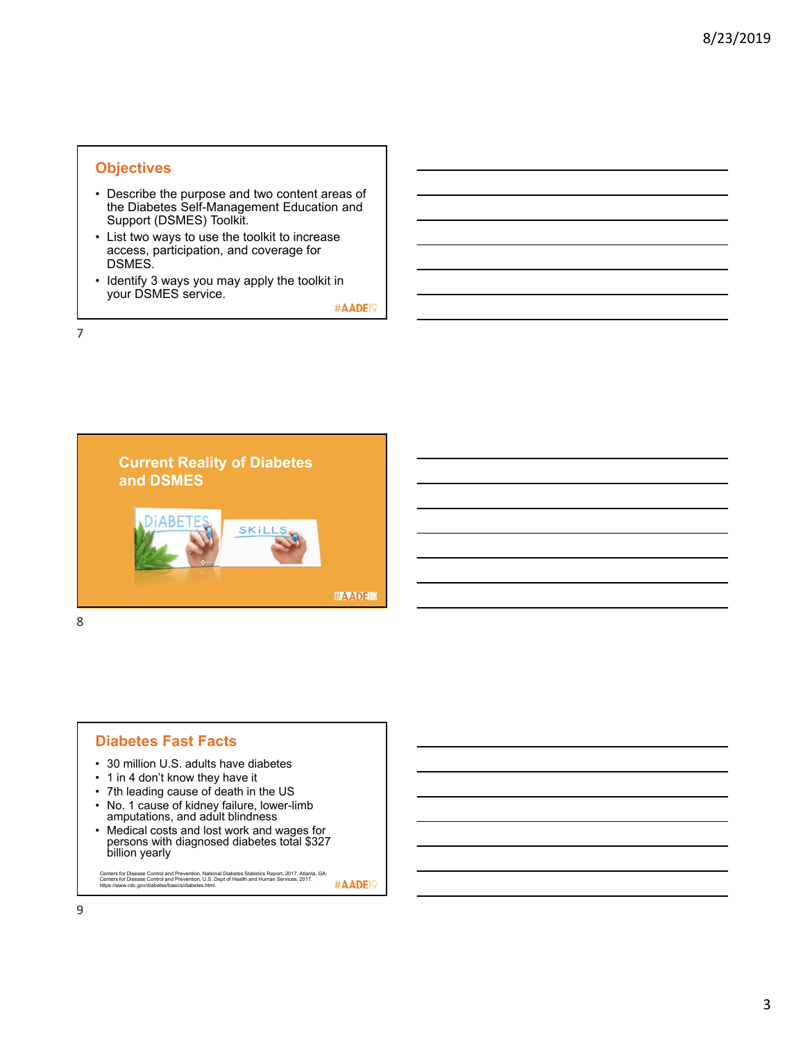## Objectives

- Describe the purpose and two content areas of the Diabetes Self-Management Education and Support (DSMES) Toolkit.
- List two ways to use the toolkit to increase access, participation, and coverage for DSMES.
- Identify 3 ways you may apply the toolkit in your DSMES service.

#AADE19

## Current Reality of Diabetes and DSMES

#AADE19

## Diabetes Fast Facts

- 30 million U.S. adults have diabetes
- 1 in 4 don't know they have it
- 7th leading cause of death in the US
- No. 1 cause of kidney failure, lower-limb amputations, and adult blindness
- Medical costs and lost work and wages for persons with diagnosed diabetes total $327 billion yearly

Centers for Disease Control and Prevention. National Diabetes Statistics Report, 2017. Atlanta, GA: Centers for Disease Control and Prevention, U.S. Dept of Health and Human Services; 2017. https://www.cdc.gov/diabetes/basics/diabetes.html.

#AADE19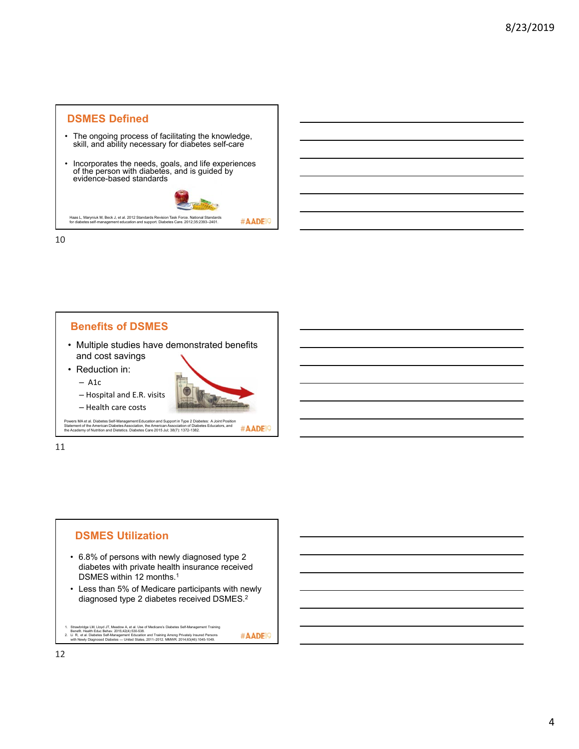## DSMES Defined

- The ongoing process of facilitating the knowledge, skill, and ability necessary for diabetes self-care
- Incorporates the needs, goals, and life experiences of the person with diabetes, and is guided by evidence-based standards

Haas L, Maryniuk M, Beck J, et al. 2012 Standards Revision Task Force. National Standards for diabetes self-management education and support. Diabetes Care. 2012;35:2393–2401.

#AADE19

## Benefits of DSMES

- Multiple studies have demonstrated benefits and cost savings
- Reduction in:
  - A1c
  - Hospital and E.R. visits
  - Health care costs

Powers MA et al. Diabetes Self-Management Education and Support in Type 2 Diabetes: A Joint Position Statement of the American Diabetes Association, the American Association of Diabetes Educators, and the Academy of Nutrition and Dietetics. Diabetes Care 2015 Jul; 38(7): 1372-1382.

#AADE19

## DSMES Utilization

- 6.8% of persons with newly diagnosed type 2 diabetes with private health insurance received DSMES within 12 months.[1]
- Less than 5% of Medicare participants with newly diagnosed type 2 diabetes received DSMES.[2]

1. Strawbridge LM, Lloyd JT, Meadow A, et al. Use of Medicare's Diabetes Self-Management Training Benefit. Health Educ Behav. 2015;42(4):530-538.
2. Li R, et al. Diabetes Self-Management Education and Training Among Privately Insured Persons with Newly Diagnosed Diabetes — United States, 2011–2012. MMWR. 2014;63(46):1045-1049.

#AADE19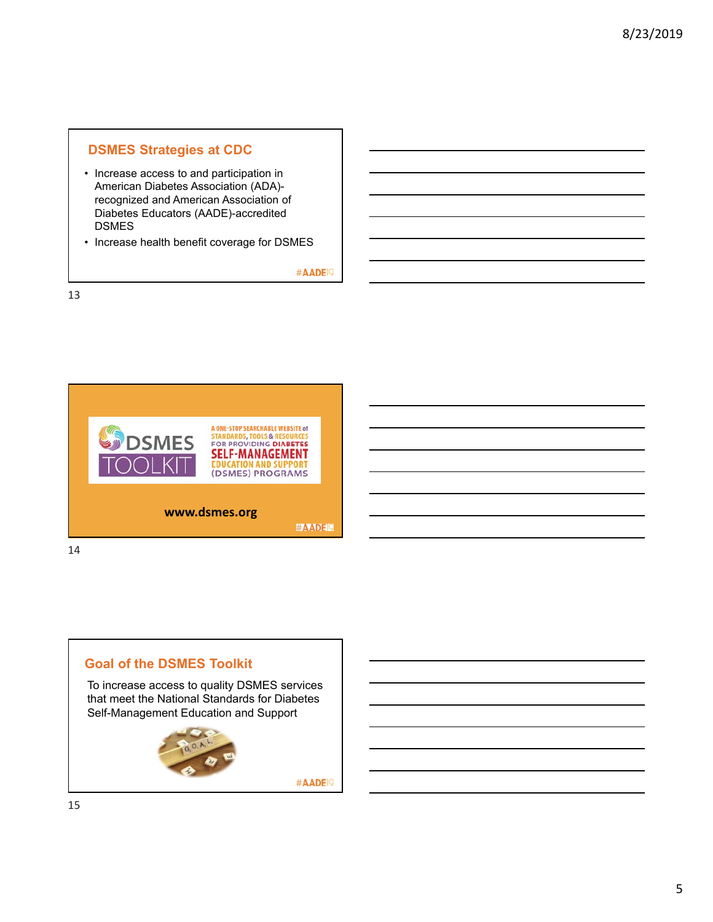## DSMES Strategies at CDC

- Increase access to and participation in American Diabetes Association (ADA)-recognized and American Association of Diabetes Educators (AADE)-accredited DSMES
- Increase health benefit coverage for DSMES

#AADE19

---

DSMES TOOLKIT

A ONE-STOP SEARCHABLE WEBSITE of STANDARDS, TOOLS & RESOURCES FOR PROVIDING DIABETES SELF-MANAGEMENT EDUCATION AND SUPPORT (DSMES) PROGRAMS

**www.dsmes.org**

#AADE19

---

## Goal of the DSMES Toolkit

To increase access to quality DSMES services that meet the National Standards for Diabetes Self-Management Education and Support

#AADE19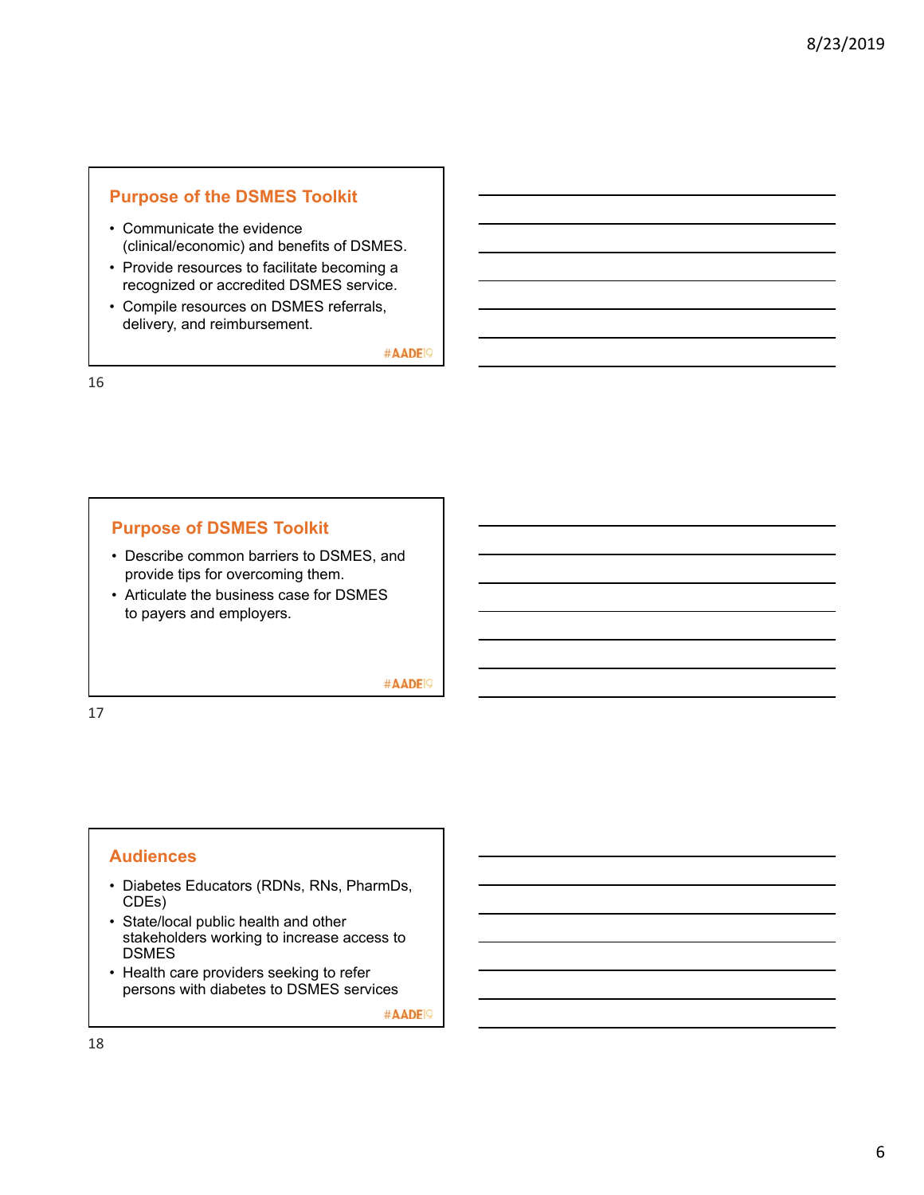## Purpose of the DSMES Toolkit

- Communicate the evidence (clinical/economic) and benefits of DSMES.
- Provide resources to facilitate becoming a recognized or accredited DSMES service.
- Compile resources on DSMES referrals, delivery, and reimbursement.

#AADE19

## Purpose of DSMES Toolkit

- Describe common barriers to DSMES, and provide tips for overcoming them.
- Articulate the business case for DSMES to payers and employers.

#AADE19

## Audiences

- Diabetes Educators (RDNs, RNs, PharmDs, CDEs)
- State/local public health and other stakeholders working to increase access to DSMES
- Health care providers seeking to refer persons with diabetes to DSMES services

#AADE19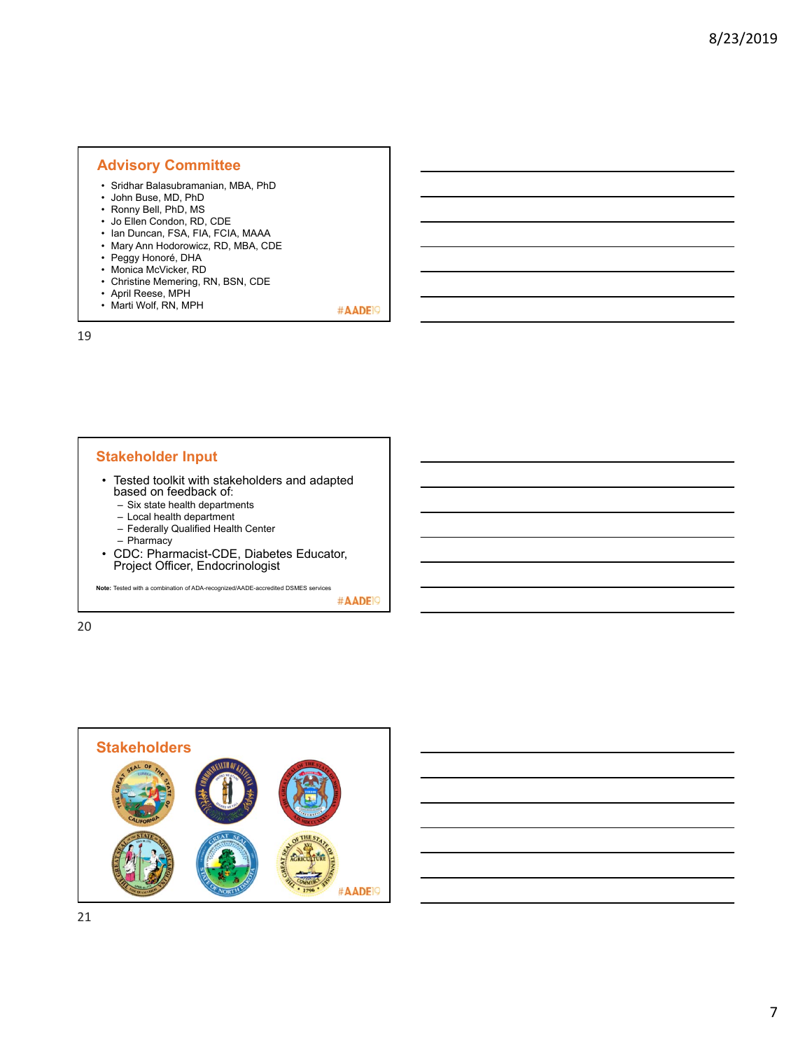## Advisory Committee

- Sridhar Balasubramanian, MBA, PhD
- John Buse, MD, PhD
- Ronny Bell, PhD, MS
- Jo Ellen Condon, RD, CDE
- Ian Duncan, FSA, FIA, FCIA, MAAA
- Mary Ann Hodorowicz, RD, MBA, CDE
- Peggy Honoré, DHA
- Monica McVicker, RD
- Christine Memering, RN, BSN, CDE
- April Reese, MPH
- Marti Wolf, RN, MPH

#AADE19

## Stakeholder Input

- Tested toolkit with stakeholders and adapted based on feedback of:
  - Six state health departments
  - Local health department
  - Federally Qualified Health Center
  - Pharmacy
- CDC: Pharmacist-CDE, Diabetes Educator, Project Officer, Endocrinologist

**Note:** Tested with a combination of ADA-recognized/AADE-accredited DSMES services

#AADE19

## Stakeholders

#AADE19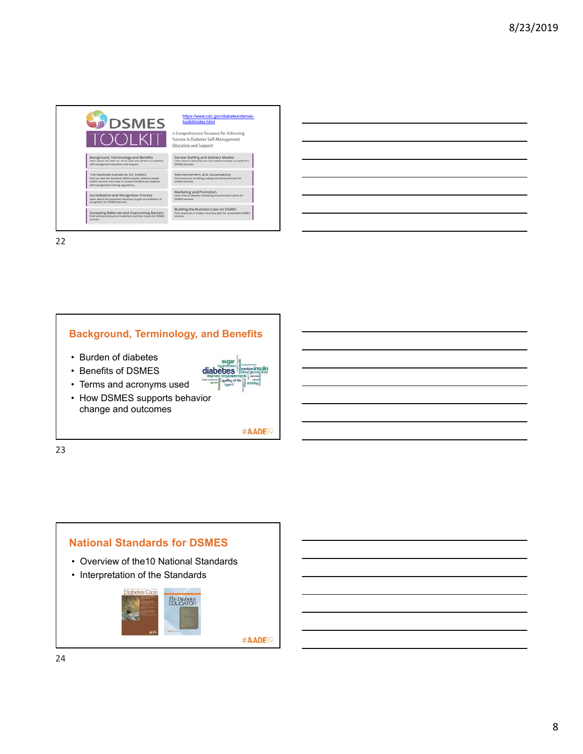## DSMES TOOLKIT

https://www.cdc.gov/diabetes/dsmes-toolkit/index.html

A Comprehensive Resource for Achieving Success in Diabetes Self-Management Education and Support

- Background, Terminology and Benefits
- Service Staffing and Delivery Models
- The National Standards for DSMES
- Reimbursement and Sustainability
- Accreditation and Recognition Process
- Marketing and Promotion
- Increasing Referrals and Overcoming Barriers
- Building the Business Case for DSMES

## Background, Terminology, and Benefits

- Burden of diabetes
- Benefits of DSMES
- Terms and acronyms used
- How DSMES supports behavior change and outcomes

#AADE19

## National Standards for DSMES

- Overview of the10 National Standards
- Interpretation of the Standards

#AADE19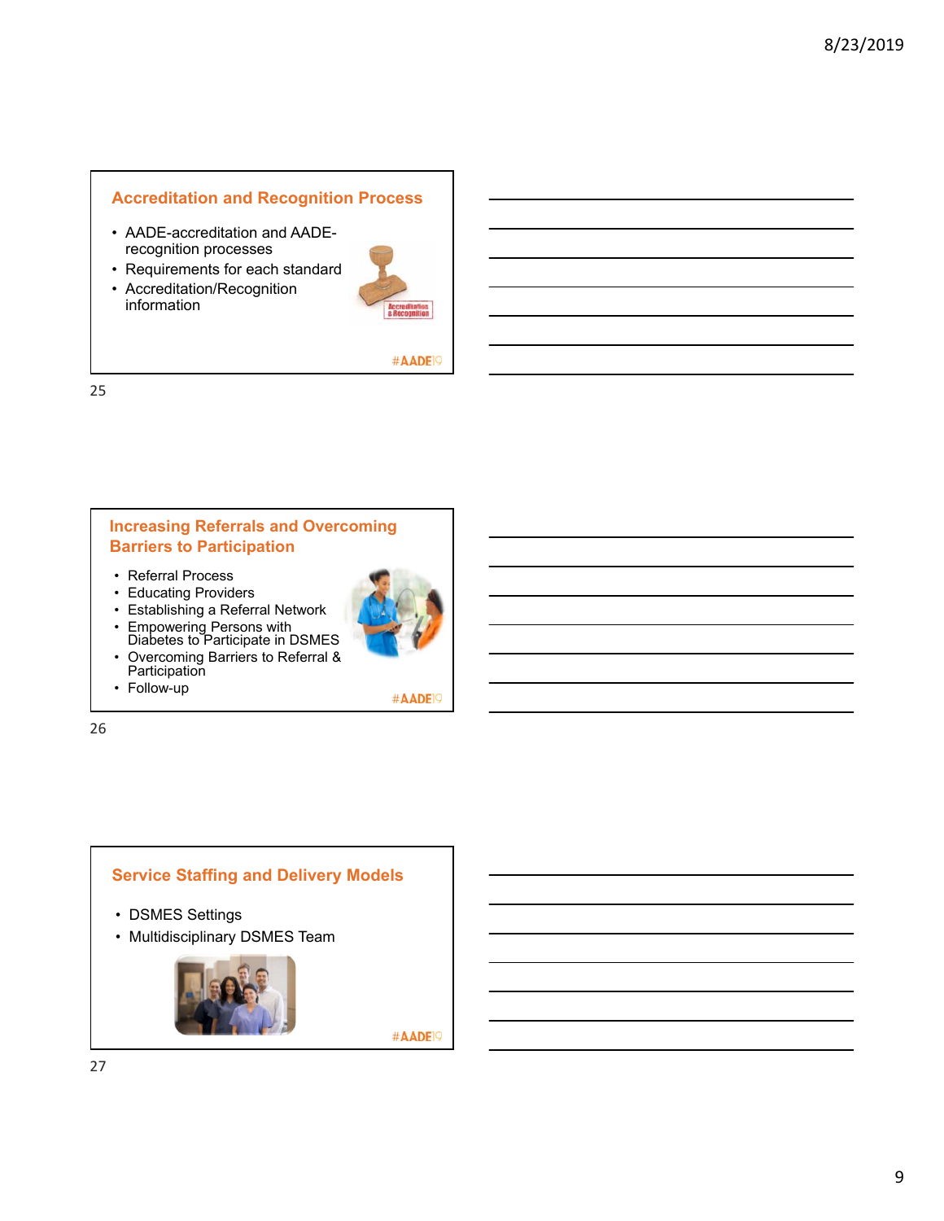## Accreditation and Recognition Process

- AADE-accreditation and AADE-recognition processes
- Requirements for each standard
- Accreditation/Recognition information

#AADE19

## Increasing Referrals and Overcoming Barriers to Participation

- Referral Process
- Educating Providers
- Establishing a Referral Network
- Empowering Persons with Diabetes to Participate in DSMES
- Overcoming Barriers to Referral & Participation
- Follow-up

#AADE19

## Service Staffing and Delivery Models

- DSMES Settings
- Multidisciplinary DSMES Team

#AADE19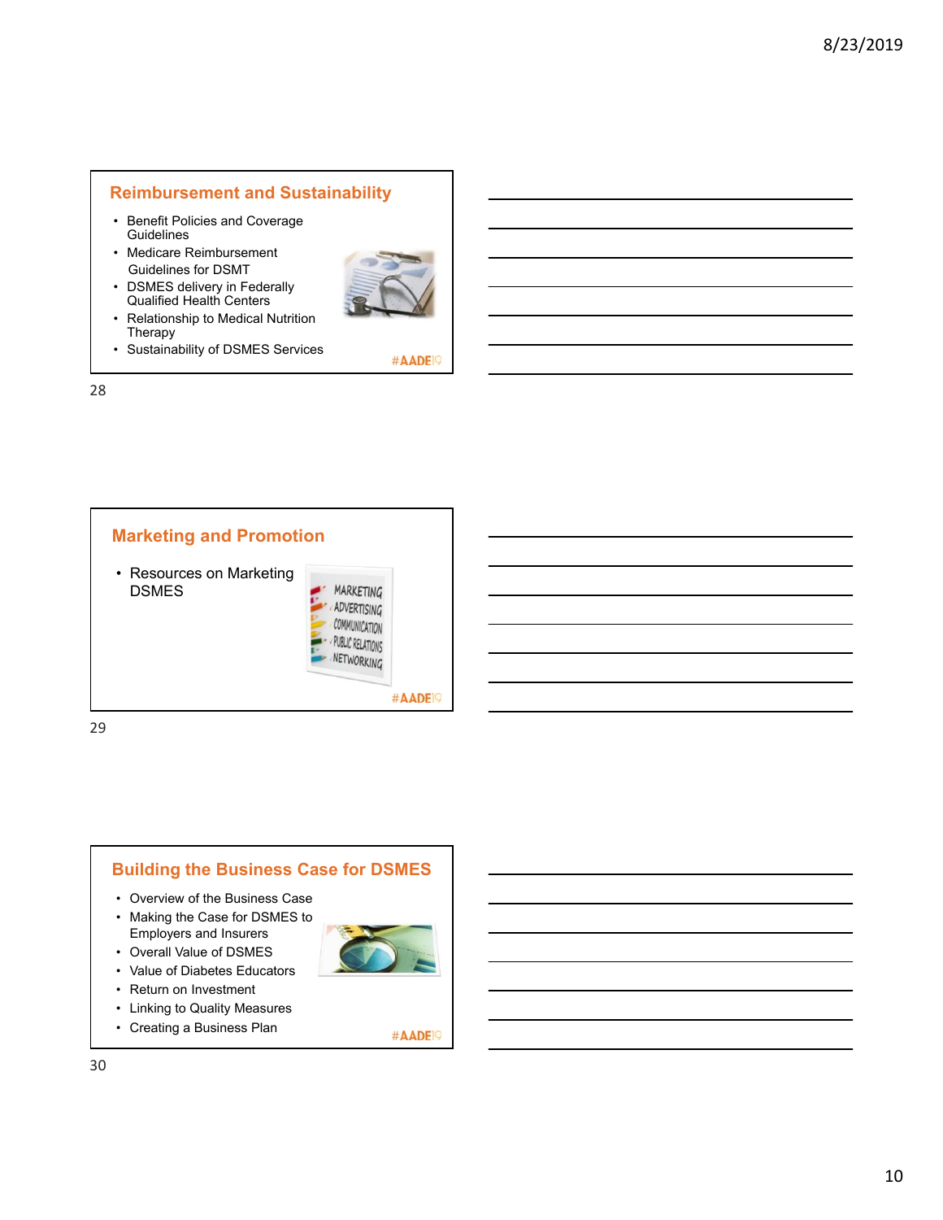## Reimbursement and Sustainability

- Benefit Policies and Coverage Guidelines
- Medicare Reimbursement Guidelines for DSMT
- DSMES delivery in Federally Qualified Health Centers
- Relationship to Medical Nutrition Therapy
- Sustainability of DSMES Services

#AADE19

## Marketing and Promotion

- Resources on Marketing DSMES

#AADE19

## Building the Business Case for DSMES

- Overview of the Business Case
- Making the Case for DSMES to Employers and Insurers
- Overall Value of DSMES
- Value of Diabetes Educators
- Return on Investment
- Linking to Quality Measures
- Creating a Business Plan

#AADE19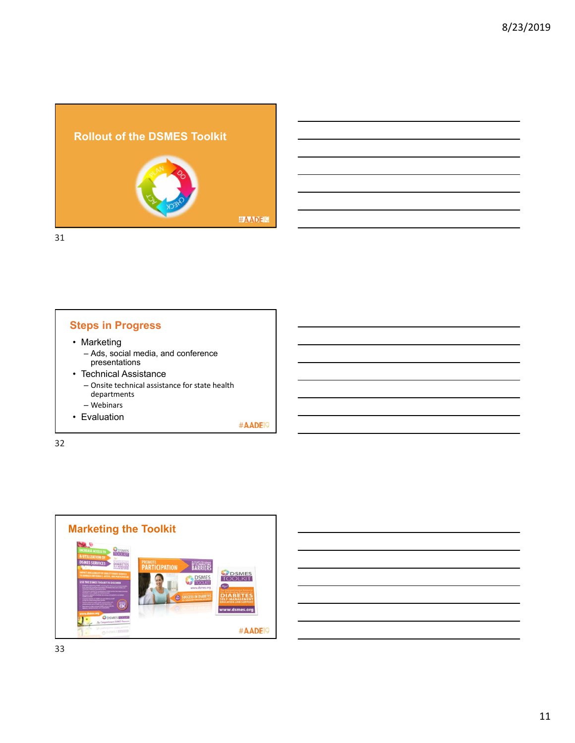## Rollout of the DSMES Toolkit

PLAN DO CHECK ACT

#AADE19

## Steps in Progress

- Marketing
  - Ads, social media, and conference presentations
- Technical Assistance
  - Onsite technical assistance for state health departments
  - Webinars
- Evaluation

#AADE19

## Marketing the Toolkit

#AADE19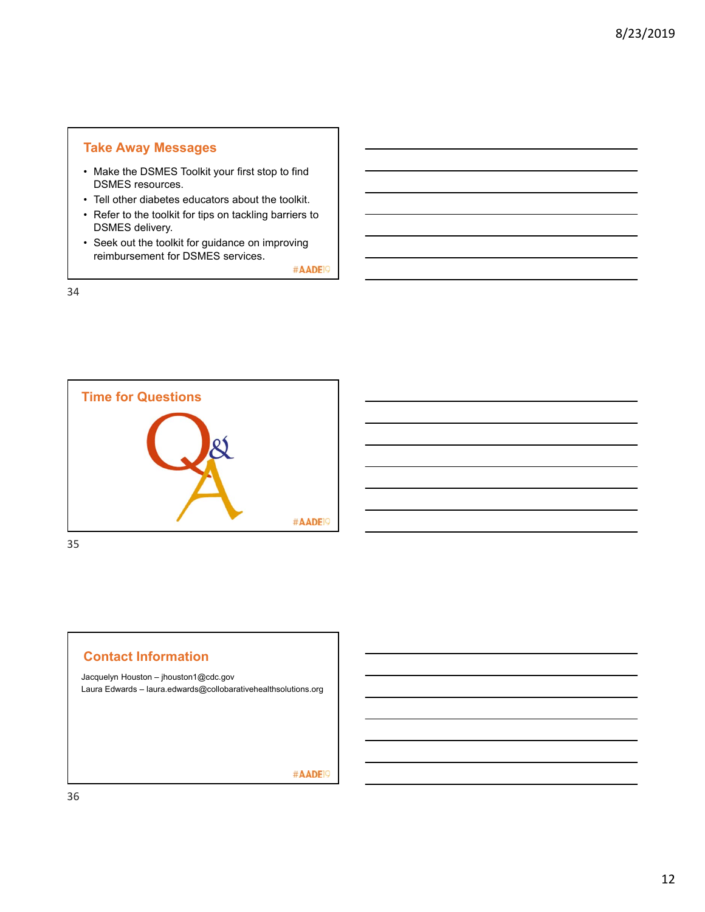## Take Away Messages

- Make the DSMES Toolkit your first stop to find DSMES resources.
- Tell other diabetes educators about the toolkit.
- Refer to the toolkit for tips on tackling barriers to DSMES delivery.
- Seek out the toolkit for guidance on improving reimbursement for DSMES services.

#AADE19

## Time for Questions

Q&A

#AADE19

## Contact Information

Jacquelyn Houston – jhouston1@cdc.gov
Laura Edwards – laura.edwards@collobarativehealthsolutions.org

#AADE19